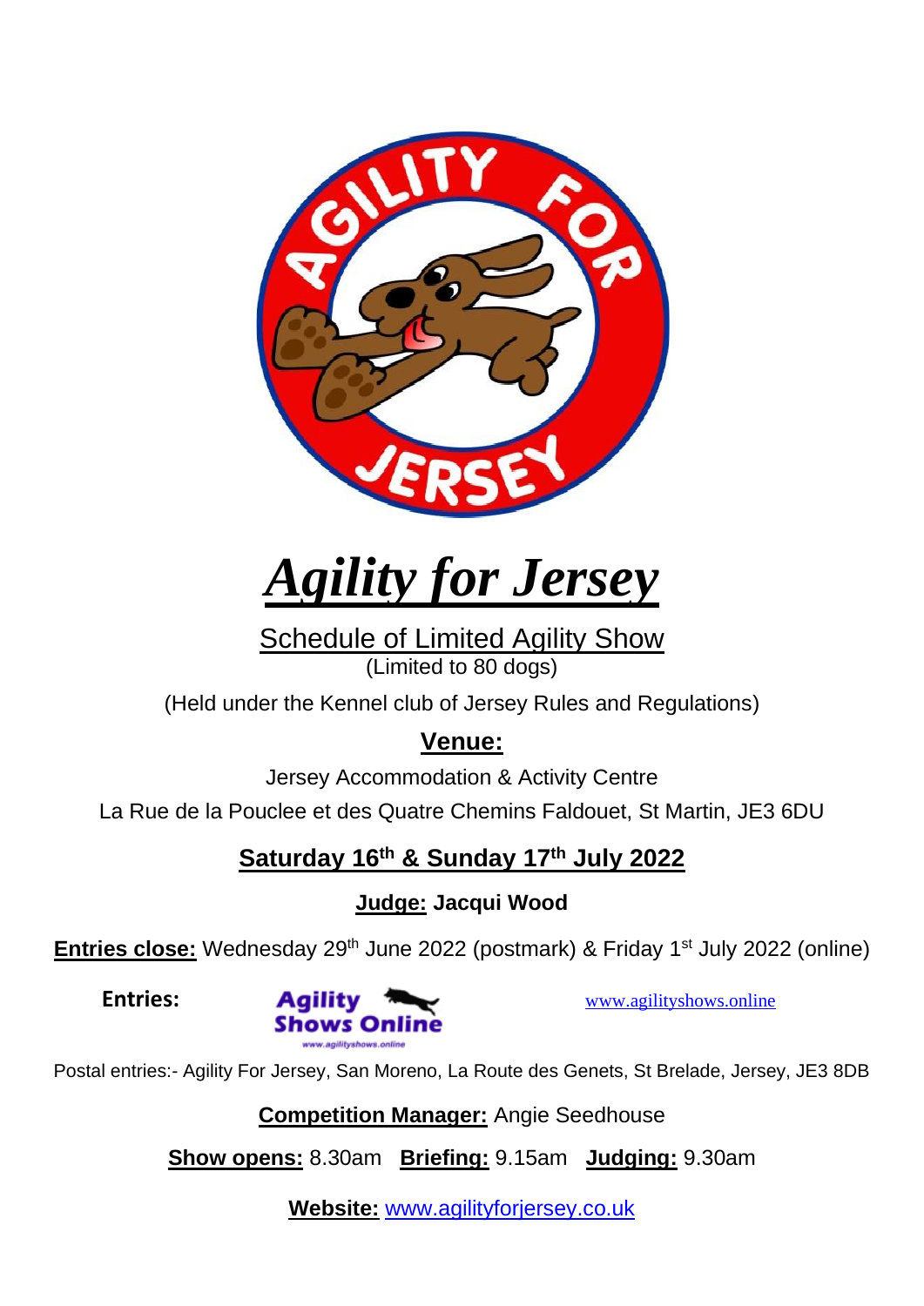# *Agility for Jersey*

Schedule of Limited Agility Show

(Limited to 80 dogs)

(Held under the Kennel club of Jersey Rules and Regulations)

**Venue:**

Jersey Accommodation & Activity Centre

La Rue de la Pouclee et des Quatre Chemins Faldouet, St Martin, JE3 6DU

**Saturday 16th & Sunday 17th July 2022**

**Judge: Jacqui Wood**

**Entries close:** Wednesday 29th June 2022 (postmark) & Friday 1st July 2022 (online)

**Entries:** Agility Shows Online www.agilityshows.online

Postal entries:- Agility For Jersey, San Moreno, La Route des Genets, St Brelade, Jersey, JE3 8DB

**Competition Manager:** Angie Seedhouse

**Show opens:** 8.30am **Briefing:** 9.15am **Judging:** 9.30am

**Website:** www.agilityforjersey.co.uk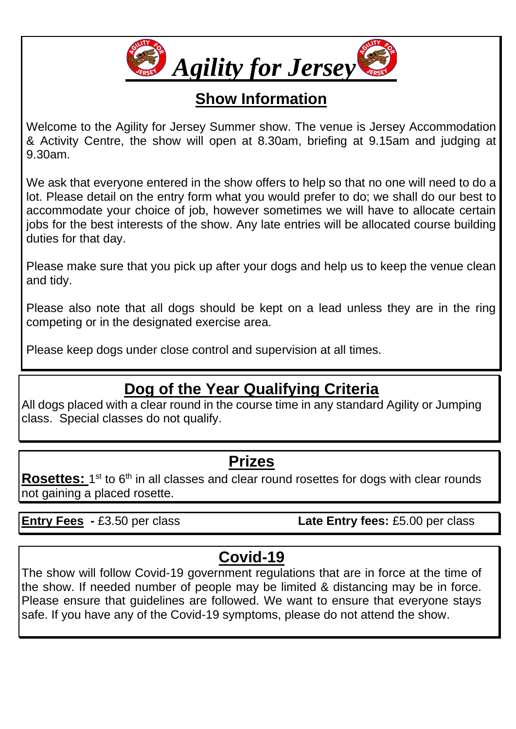# *Agility for Jersey*

## Show Information

Welcome to the Agility for Jersey Summer show. The venue is Jersey Accommodation & Activity Centre, the show will open at 8.30am, briefing at 9.15am and judging at 9.30am.

We ask that everyone entered in the show offers to help so that no one will need to do a lot. Please detail on the entry form what you would prefer to do; we shall do our best to accommodate your choice of job, however sometimes we will have to allocate certain jobs for the best interests of the show. Any late entries will be allocated course building duties for that day.

Please make sure that you pick up after your dogs and help us to keep the venue clean and tidy.

Please also note that all dogs should be kept on a lead unless they are in the ring competing or in the designated exercise area.

Please keep dogs under close control and supervision at all times.

## Dog of the Year Qualifying Criteria

All dogs placed with a clear round in the course time in any standard Agility or Jumping class. Special classes do not qualify.

## Prizes

**Rosettes:** 1st to 6th in all classes and clear round rosettes for dogs with clear rounds not gaining a placed rosette.

**Entry Fees** - £3.50 per class **Late Entry fees:** £5.00 per class

## Covid-19

The show will follow Covid-19 government regulations that are in force at the time of the show. If needed number of people may be limited & distancing may be in force. Please ensure that guidelines are followed. We want to ensure that everyone stays safe. If you have any of the Covid-19 symptoms, please do not attend the show.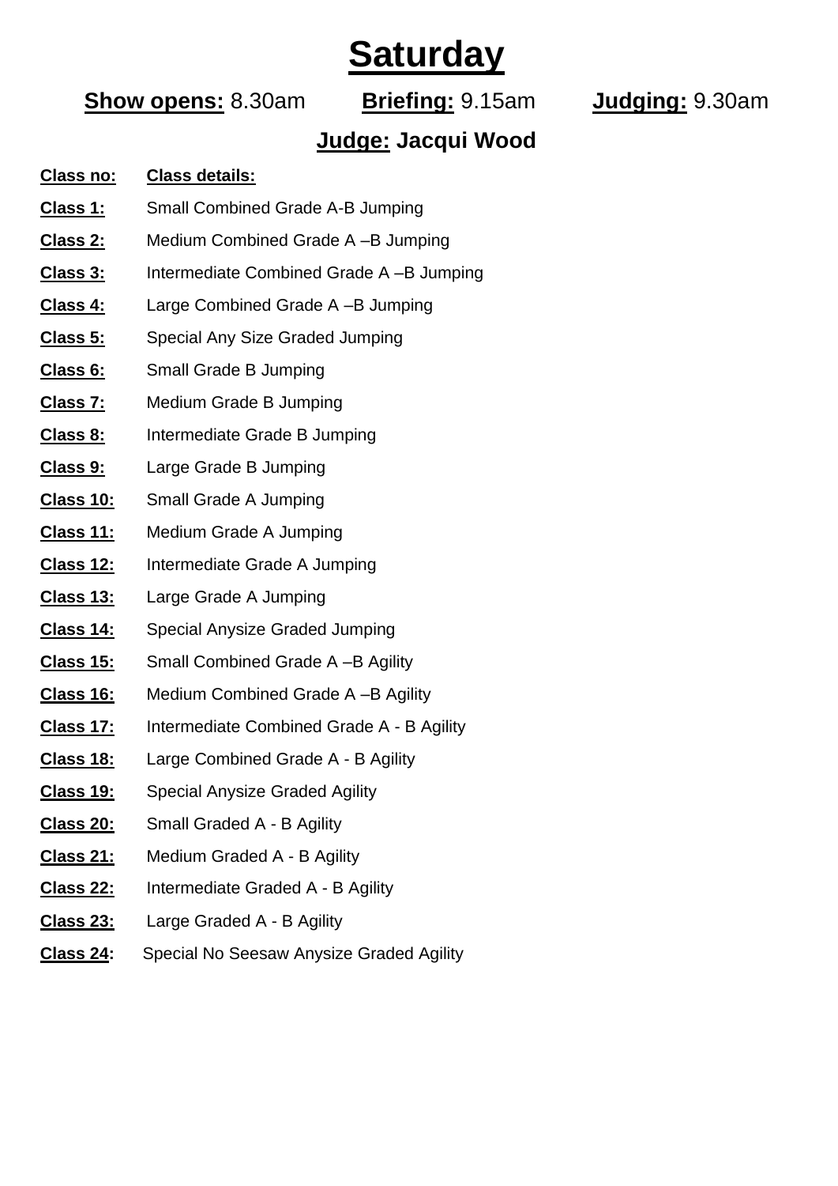# Saturday

**Show opens:** 8.30am **Briefing:** 9.15am **Judging:** 9.30am

## Judge: Jacqui Wood

| Class no: | Class details: |
|---|---|
| Class 1: | Small Combined Grade A-B Jumping |
| Class 2: | Medium Combined Grade A –B Jumping |
| Class 3: | Intermediate Combined Grade A –B Jumping |
| Class 4: | Large Combined Grade A –B Jumping |
| Class 5: | Special Any Size Graded Jumping |
| Class 6: | Small Grade B Jumping |
| Class 7: | Medium Grade B Jumping |
| Class 8: | Intermediate Grade B Jumping |
| Class 9: | Large Grade B Jumping |
| Class 10: | Small Grade A Jumping |
| Class 11: | Medium Grade A Jumping |
| Class 12: | Intermediate Grade A Jumping |
| Class 13: | Large Grade A Jumping |
| Class 14: | Special Anysize Graded Jumping |
| Class 15: | Small Combined Grade A –B Agility |
| Class 16: | Medium Combined Grade A –B Agility |
| Class 17: | Intermediate Combined Grade A - B Agility |
| Class 18: | Large Combined Grade A - B Agility |
| Class 19: | Special Anysize Graded Agility |
| Class 20: | Small Graded A - B Agility |
| Class 21: | Medium Graded A - B Agility |
| Class 22: | Intermediate Graded A - B Agility |
| Class 23: | Large Graded A - B Agility |
| Class 24: | Special No Seesaw Anysize Graded Agility |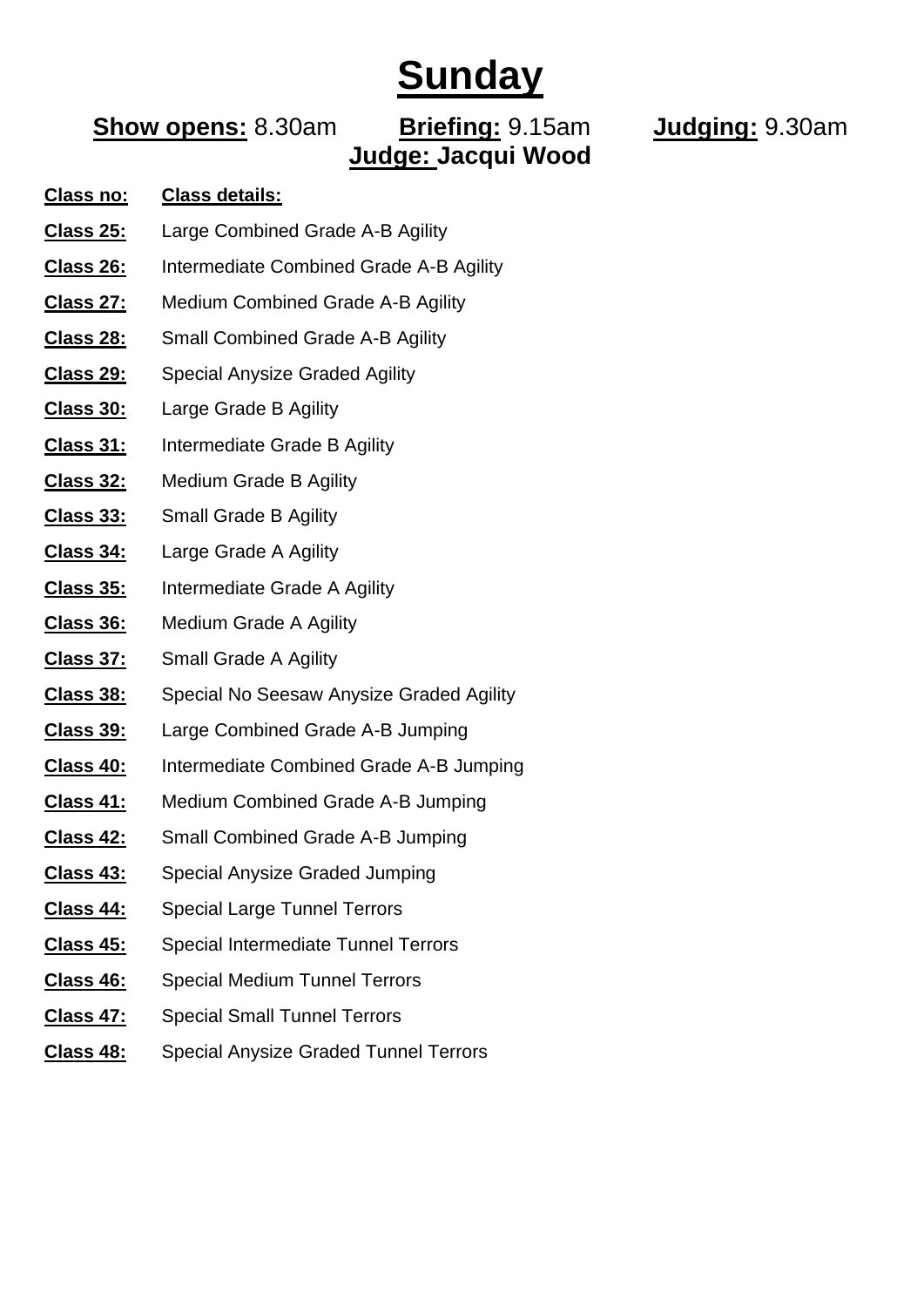# Sunday

**Show opens:** 8.30am **Briefing:** 9.15am **Judging:** 9.30am

**Judge: Jacqui Wood**

| Class no: | Class details: |
|---|---|
| **Class 25:** | Large Combined Grade A-B Agility |
| **Class 26:** | Intermediate Combined Grade A-B Agility |
| **Class 27:** | Medium Combined Grade A-B Agility |
| **Class 28:** | Small Combined Grade A-B Agility |
| **Class 29:** | Special Anysize Graded Agility |
| **Class 30:** | Large Grade B Agility |
| **Class 31:** | Intermediate Grade B Agility |
| **Class 32:** | Medium Grade B Agility |
| **Class 33:** | Small Grade B Agility |
| **Class 34:** | Large Grade A Agility |
| **Class 35:** | Intermediate Grade A Agility |
| **Class 36:** | Medium Grade A Agility |
| **Class 37:** | Small Grade A Agility |
| **Class 38:** | Special No Seesaw Anysize Graded Agility |
| **Class 39:** | Large Combined Grade A-B Jumping |
| **Class 40:** | Intermediate Combined Grade A-B Jumping |
| **Class 41:** | Medium Combined Grade A-B Jumping |
| **Class 42:** | Small Combined Grade A-B Jumping |
| **Class 43:** | Special Anysize Graded Jumping |
| **Class 44:** | Special Large Tunnel Terrors |
| **Class 45:** | Special Intermediate Tunnel Terrors |
| **Class 46:** | Special Medium Tunnel Terrors |
| **Class 47:** | Special Small Tunnel Terrors |
| **Class 48:** | Special Anysize Graded Tunnel Terrors |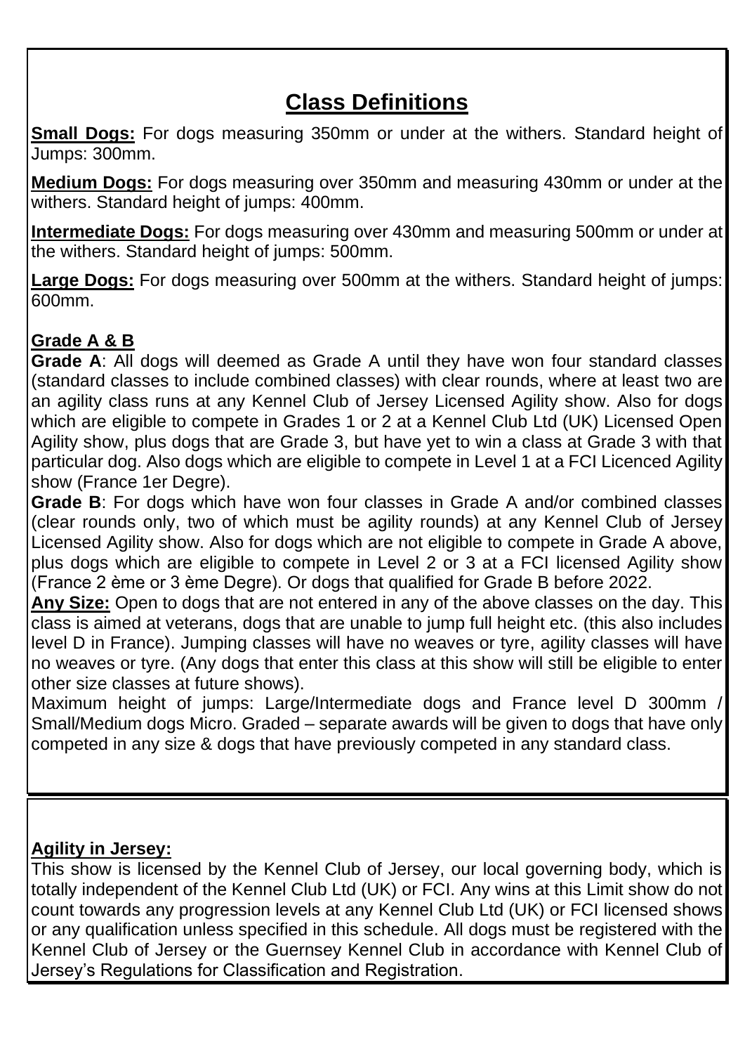## Class Definitions

**Small Dogs:** For dogs measuring 350mm or under at the withers. Standard height of Jumps: 300mm.

**Medium Dogs:** For dogs measuring over 350mm and measuring 430mm or under at the withers. Standard height of jumps: 400mm.

**Intermediate Dogs:** For dogs measuring over 430mm and measuring 500mm or under at the withers. Standard height of jumps: 500mm.

**Large Dogs:** For dogs measuring over 500mm at the withers. Standard height of jumps: 600mm.

**Grade A & B**

**Grade A**: All dogs will deemed as Grade A until they have won four standard classes (standard classes to include combined classes) with clear rounds, where at least two are an agility class runs at any Kennel Club of Jersey Licensed Agility show. Also for dogs which are eligible to compete in Grades 1 or 2 at a Kennel Club Ltd (UK) Licensed Open Agility show, plus dogs that are Grade 3, but have yet to win a class at Grade 3 with that particular dog. Also dogs which are eligible to compete in Level 1 at a FCI Licenced Agility show (France 1er Degre).

**Grade B**: For dogs which have won four classes in Grade A and/or combined classes (clear rounds only, two of which must be agility rounds) at any Kennel Club of Jersey Licensed Agility show. Also for dogs which are not eligible to compete in Grade A above, plus dogs which are eligible to compete in Level 2 or 3 at a FCI licensed Agility show (France 2 ème or 3 ème Degre). Or dogs that qualified for Grade B before 2022.

**Any Size:** Open to dogs that are not entered in any of the above classes on the day. This class is aimed at veterans, dogs that are unable to jump full height etc. (this also includes level D in France). Jumping classes will have no weaves or tyre, agility classes will have no weaves or tyre. (Any dogs that enter this class at this show will still be eligible to enter other size classes at future shows).

Maximum height of jumps: Large/Intermediate dogs and France level D 300mm / Small/Medium dogs Micro. Graded – separate awards will be given to dogs that have only competed in any size & dogs that have previously competed in any standard class.

**Agility in Jersey:**

This show is licensed by the Kennel Club of Jersey, our local governing body, which is totally independent of the Kennel Club Ltd (UK) or FCI. Any wins at this Limit show do not count towards any progression levels at any Kennel Club Ltd (UK) or FCI licensed shows or any qualification unless specified in this schedule. All dogs must be registered with the Kennel Club of Jersey or the Guernsey Kennel Club in accordance with Kennel Club of Jersey's Regulations for Classification and Registration.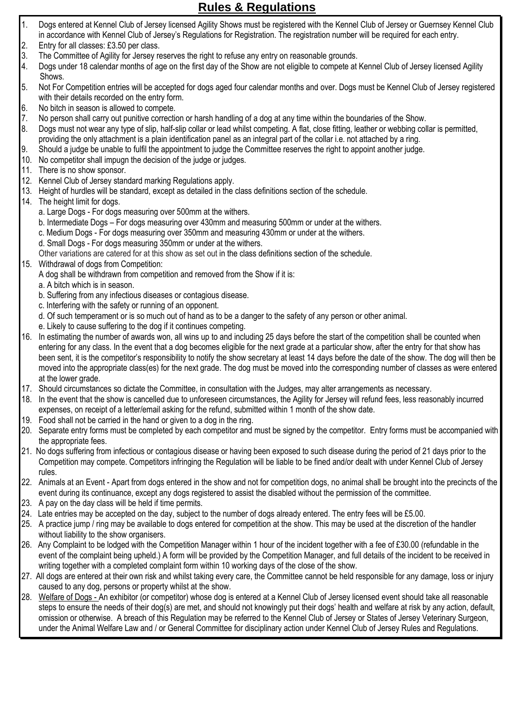## Rules & Regulations

1. Dogs entered at Kennel Club of Jersey licensed Agility Shows must be registered with the Kennel Club of Jersey or Guernsey Kennel Club in accordance with Kennel Club of Jersey's Regulations for Registration. The registration number will be required for each entry.
2. Entry for all classes: £3.50 per class.
3. The Committee of Agility for Jersey reserves the right to refuse any entry on reasonable grounds.
4. Dogs under 18 calendar months of age on the first day of the Show are not eligible to compete at Kennel Club of Jersey licensed Agility Shows.
5. Not For Competition entries will be accepted for dogs aged four calendar months and over. Dogs must be Kennel Club of Jersey registered with their details recorded on the entry form.
6. No bitch in season is allowed to compete.
7. No person shall carry out punitive correction or harsh handling of a dog at any time within the boundaries of the Show.
8. Dogs must not wear any type of slip, half-slip collar or lead whilst competing. A flat, close fitting, leather or webbing collar is permitted, providing the only attachment is a plain identification panel as an integral part of the collar i.e. not attached by a ring.
9. Should a judge be unable to fulfil the appointment to judge the Committee reserves the right to appoint another judge.
10. No competitor shall impugn the decision of the judge or judges.
11. There is no show sponsor.
12. Kennel Club of Jersey standard marking Regulations apply.
13. Height of hurdles will be standard, except as detailed in the class definitions section of the schedule.
14. The height limit for dogs.
    a. Large Dogs - For dogs measuring over 500mm at the withers.
    b. Intermediate Dogs – For dogs measuring over 430mm and measuring 500mm or under at the withers.
    c. Medium Dogs - For dogs measuring over 350mm and measuring 430mm or under at the withers.
    d. Small Dogs - For dogs measuring 350mm or under at the withers.
    Other variations are catered for at this show as set out in the class definitions section of the schedule.
15. Withdrawal of dogs from Competition:
    A dog shall be withdrawn from competition and removed from the Show if it is:
    a. A bitch which is in season.
    b. Suffering from any infectious diseases or contagious disease.
    c. Interfering with the safety or running of an opponent.
    d. Of such temperament or is so much out of hand as to be a danger to the safety of any person or other animal.
    e. Likely to cause suffering to the dog if it continues competing.
16. In estimating the number of awards won, all wins up to and including 25 days before the start of the competition shall be counted when entering for any class. In the event that a dog becomes eligible for the next grade at a particular show, after the entry for that show has been sent, it is the competitor's responsibility to notify the show secretary at least 14 days before the date of the show. The dog will then be moved into the appropriate class(es) for the next grade. The dog must be moved into the corresponding number of classes as were entered at the lower grade.
17. Should circumstances so dictate the Committee, in consultation with the Judges, may alter arrangements as necessary.
18. In the event that the show is cancelled due to unforeseen circumstances, the Agility for Jersey will refund fees, less reasonably incurred expenses, on receipt of a letter/email asking for the refund, submitted within 1 month of the show date.
19. Food shall not be carried in the hand or given to a dog in the ring.
20. Separate entry forms must be completed by each competitor and must be signed by the competitor. Entry forms must be accompanied with the appropriate fees.
21. No dogs suffering from infectious or contagious disease or having been exposed to such disease during the period of 21 days prior to the Competition may compete. Competitors infringing the Regulation will be liable to be fined and/or dealt with under Kennel Club of Jersey rules.
22. Animals at an Event - Apart from dogs entered in the show and not for competition dogs, no animal shall be brought into the precincts of the event during its continuance, except any dogs registered to assist the disabled without the permission of the committee.
23. A pay on the day class will be held if time permits.
24. Late entries may be accepted on the day, subject to the number of dogs already entered. The entry fees will be £5.00.
25. A practice jump / ring may be available to dogs entered for competition at the show. This may be used at the discretion of the handler without liability to the show organisers.
26. Any Complaint to be lodged with the Competition Manager within 1 hour of the incident together with a fee of £30.00 (refundable in the event of the complaint being upheld.) A form will be provided by the Competition Manager, and full details of the incident to be received in writing together with a completed complaint form within 10 working days of the close of the show.
27. All dogs are entered at their own risk and whilst taking every care, the Committee cannot be held responsible for any damage, loss or injury caused to any dog, persons or property whilst at the show.
28. Welfare of Dogs - An exhibitor (or competitor) whose dog is entered at a Kennel Club of Jersey licensed event should take all reasonable steps to ensure the needs of their dog(s) are met, and should not knowingly put their dogs' health and welfare at risk by any action, default, omission or otherwise. A breach of this Regulation may be referred to the Kennel Club of Jersey or States of Jersey Veterinary Surgeon, under the Animal Welfare Law and / or General Committee for disciplinary action under Kennel Club of Jersey Rules and Regulations.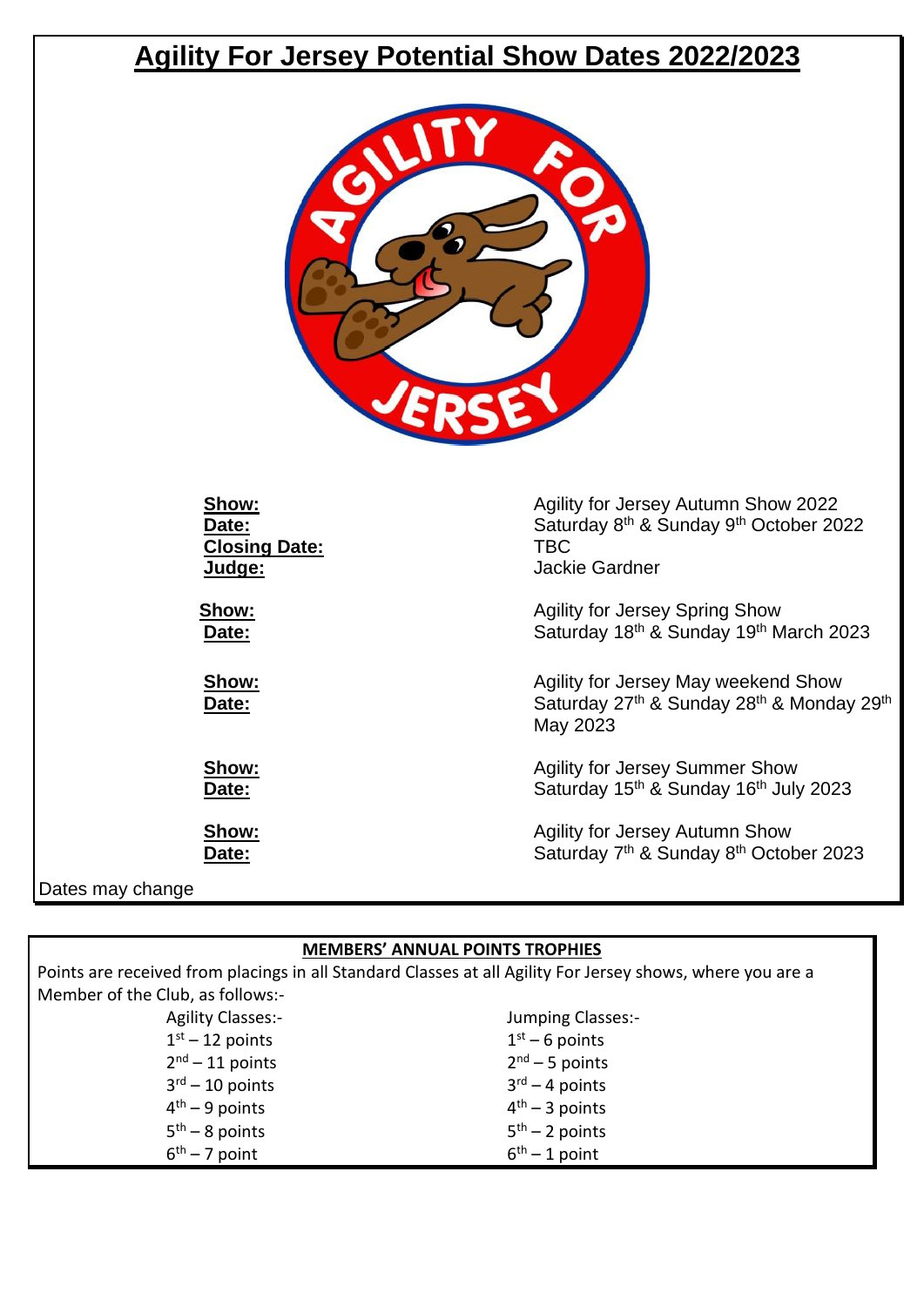# Agility For Jersey Potential Show Dates 2022/2023

**Show:** Agility for Jersey Autumn Show 2022
**Date:** Saturday 8th & Sunday 9th October 2022
**Closing Date:** TBC
**Judge:** Jackie Gardner

**Show:** Agility for Jersey Spring Show
**Date:** Saturday 18th & Sunday 19th March 2023

**Show:** Agility for Jersey May weekend Show
**Date:** Saturday 27th & Sunday 28th & Monday 29th May 2023

**Show:** Agility for Jersey Summer Show
**Date:** Saturday 15th & Sunday 16th July 2023

**Show:** Agility for Jersey Autumn Show
**Date:** Saturday 7th & Sunday 8th October 2023

Dates may change

## MEMBERS' ANNUAL POINTS TROPHIES

Points are received from placings in all Standard Classes at all Agility For Jersey shows, where you are a Member of the Club, as follows:-

| Agility Classes:- | Jumping Classes:- |
|---|---|
| 1st – 12 points | 1st – 6 points |
| 2nd – 11 points | 2nd – 5 points |
| 3rd – 10 points | 3rd – 4 points |
| 4th – 9 points | 4th – 3 points |
| 5th – 8 points | 5th – 2 points |
| 6th – 7 point | 6th – 1 point |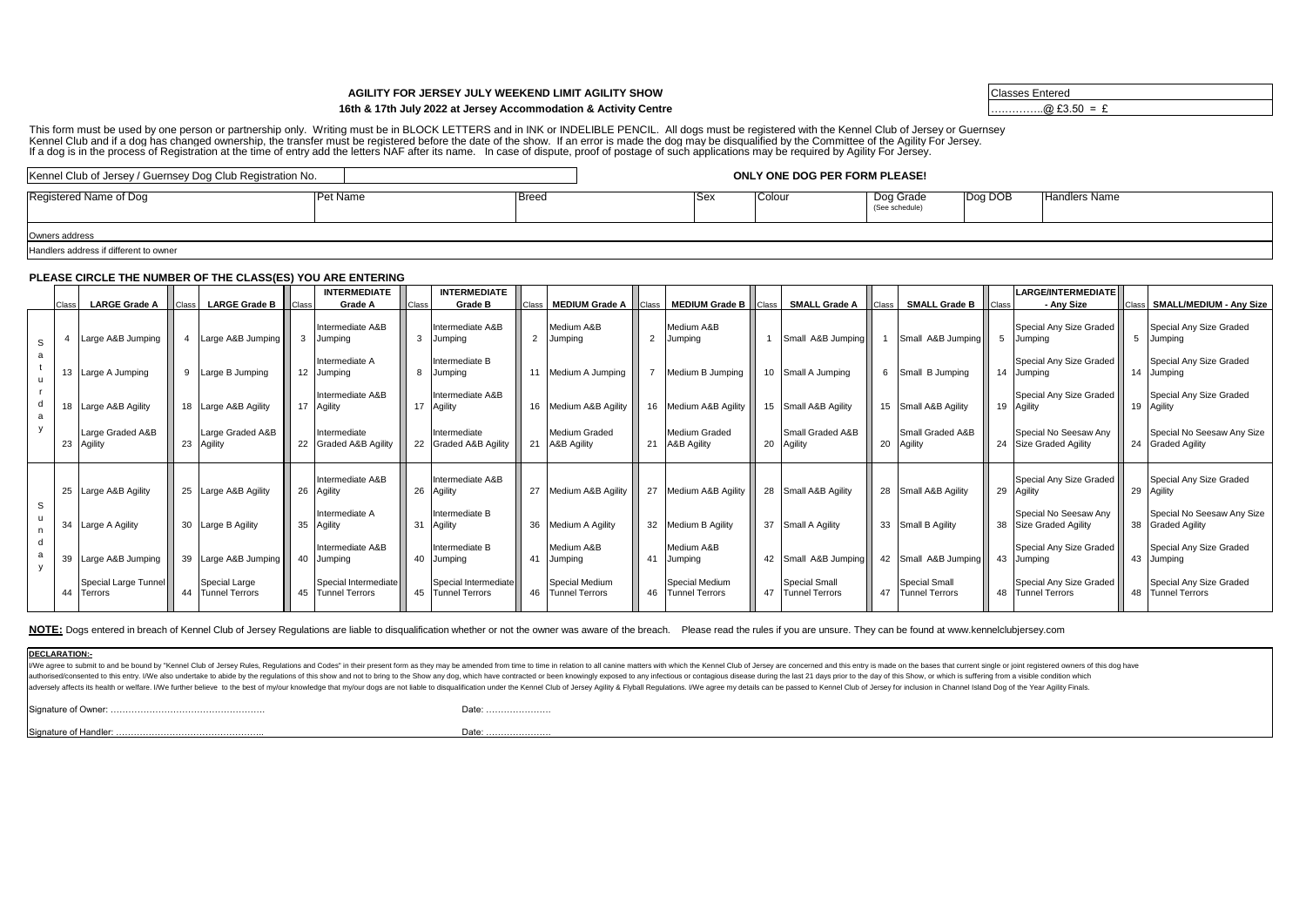**AGILITY FOR JERSEY JULY WEEKEND LIMIT AGILITY SHOW**

**16th & 17th July 2022 at Jersey Accommodation & Activity Centre**

| Classes Entered |
| --- |
| ……………@ £3.50 = £ |

This form must be used by one person or partnership only. Writing must be in BLOCK LETTERS and in INK or INDELIBLE PENCIL. All dogs must be registered with the Kennel Club of Jersey or Guernsey Kennel Club and if a dog has changed ownership, the transfer must be registered before the date of the show. If an error is made the dog may be disqualified by the Committee of the Agility For Jersey. If a dog is in the process of Registration at the time of entry add the letters NAF after its name. In case of dispute, proof of postage of such applications may be required by Agility For Jersey.

| Kennel Club of Jersey / Guernsey Dog Club Registration No. | |
| --- | --- |

**ONLY ONE DOG PER FORM PLEASE!**

| Registered Name of Dog | Pet Name | Breed | Sex | Colour | Dog Grade (See schedule) | Dog DOB | Handlers Name |
| --- | --- | --- | --- | --- | --- | --- | --- |
| | | | | | | | |

Owners address

Handlers address if different to owner

**PLEASE CIRCLE THE NUMBER OF THE CLASS(ES) YOU ARE ENTERING**

| | Class | LARGE Grade A | Class | LARGE Grade B | Class | INTERMEDIATE Grade A | Class | INTERMEDIATE Grade B | Class | MEDIUM Grade A | Class | MEDIUM Grade B | Class | SMALL Grade A | Class | SMALL Grade B | Class | LARGE/INTERMEDIATE - Any Size | Class | SMALL/MEDIUM - Any Size |
| --- | --- | --- | --- | --- | --- | --- | --- | --- | --- | --- | --- | --- | --- | --- | --- | --- | --- | --- | --- | --- |
| Saturday | 4 | Large A&B Jumping | 4 | Large A&B Jumping | 3 | Intermediate A&B Jumping | 3 | Intermediate A&B Jumping | 2 | Medium A&B Jumping | 2 | Medium A&B Jumping | 1 | Small A&B Jumping | 1 | Small A&B Jumping | 5 | Special Any Size Graded Jumping | 5 | Special Any Size Graded Jumping |
| | 13 | Large A Jumping | 9 | Large B Jumping | 12 | Intermediate A Jumping | 8 | Intermediate B Jumping | 11 | Medium A Jumping | 7 | Medium B Jumping | 10 | Small A Jumping | 6 | Small B Jumping | 14 | Special Any Size Graded Jumping | 14 | Special Any Size Graded Jumping |
| | 18 | Large A&B Agility | 18 | Large A&B Agility | 17 | Intermediate A&B Agility | 17 | Intermediate A&B Agility | 16 | Medium A&B Agility | 16 | Medium A&B Agility | 15 | Small A&B Agility | 15 | Small A&B Agility | 19 | Special Any Size Graded Agility | 19 | Special Any Size Graded Agility |
| | 23 | Large Graded A&B Agility | 23 | Large Graded A&B Agility | 22 | Intermediate Graded A&B Agility | 22 | Intermediate Graded A&B Agility | 21 | Medium Graded A&B Agility | 21 | Medium Graded A&B Agility | 20 | Small Graded A&B Agility | 20 | Small Graded A&B Agility | 24 | Special No Seesaw Any Size Graded Agility | 24 | Special No Seesaw Any Size Graded Agility |
| Sunday | 25 | Large A&B Agility | 25 | Large A&B Agility | 26 | Intermediate A&B Agility | 26 | Intermediate A&B Agility | 27 | Medium A&B Agility | 27 | Medium A&B Agility | 28 | Small A&B Agility | 28 | Small A&B Agility | 29 | Special Any Size Graded Agility | 29 | Special Any Size Graded Agility |
| | 34 | Large A Agility | 30 | Large B Agility | 35 | Intermediate A Agility | 31 | Intermediate B Agility | 36 | Medium A Agility | 32 | Medium B Agility | 37 | Small A Agility | 33 | Small B Agility | 38 | Special No Seesaw Any Size Graded Agility | 38 | Special No Seesaw Any Size Graded Agility |
| | 39 | Large A&B Jumping | 39 | Large A&B Jumping | 40 | Intermediate A&B Jumping | 40 | Intermediate B Jumping | 41 | Medium A&B Jumping | 41 | Medium A&B Jumping | 42 | Small A&B Jumping | 42 | Small A&B Jumping | 43 | Special Any Size Graded Jumping | 43 | Special Any Size Graded Jumping |
| | 44 | Special Large Tunnel Terrors | 44 | Special Large Tunnel Terrors | 45 | Special Intermediate Tunnel Terrors | 45 | Special Intermediate Tunnel Terrors | 46 | Special Medium Tunnel Terrors | 46 | Special Medium Tunnel Terrors | 47 | Special Small Tunnel Terrors | 47 | Special Small Tunnel Terrors | 48 | Special Any Size Graded Tunnel Terrors | 48 | Special Any Size Graded Tunnel Terrors |

**NOTE:** Dogs entered in breach of Kennel Club of Jersey Regulations are liable to disqualification whether or not the owner was aware of the breach. Please read the rules if you are unsure. They can be found at www.kennelclubjersey.com

**DECLARATION:-**

I/We agree to submit to and be bound by "Kennel Club of Jersey Rules, Regulations and Codes" in their present form as they may be amended from time to time in relation to all canine matters with which the Kennel Club of Jersey are concerned and this entry is made on the bases that current single or joint registered owners of this dog have authorised/consented to this entry. I/We also undertake to abide by the regulations of this show and not to bring to the Show any dog, which have contracted or been knowingly exposed to any infectious or contagious disease during the last 21 days prior to the day of this Show, or which is suffering from a visible condition which adversely affects its health or welfare. I/We further believe to the best of my/our knowledge that my/our dogs are not liable to disqualification under the Kennel Club of Jersey Agility & Flyball Regulations. I/We agree my details can be passed to Kennel Club of Jersey for inclusion in Channel Island Dog of the Year Agility Finals.

Signature of Owner: ……………………………………………. Date: ………………….

Signature of Handler: …………………………………………... Date: ………………….